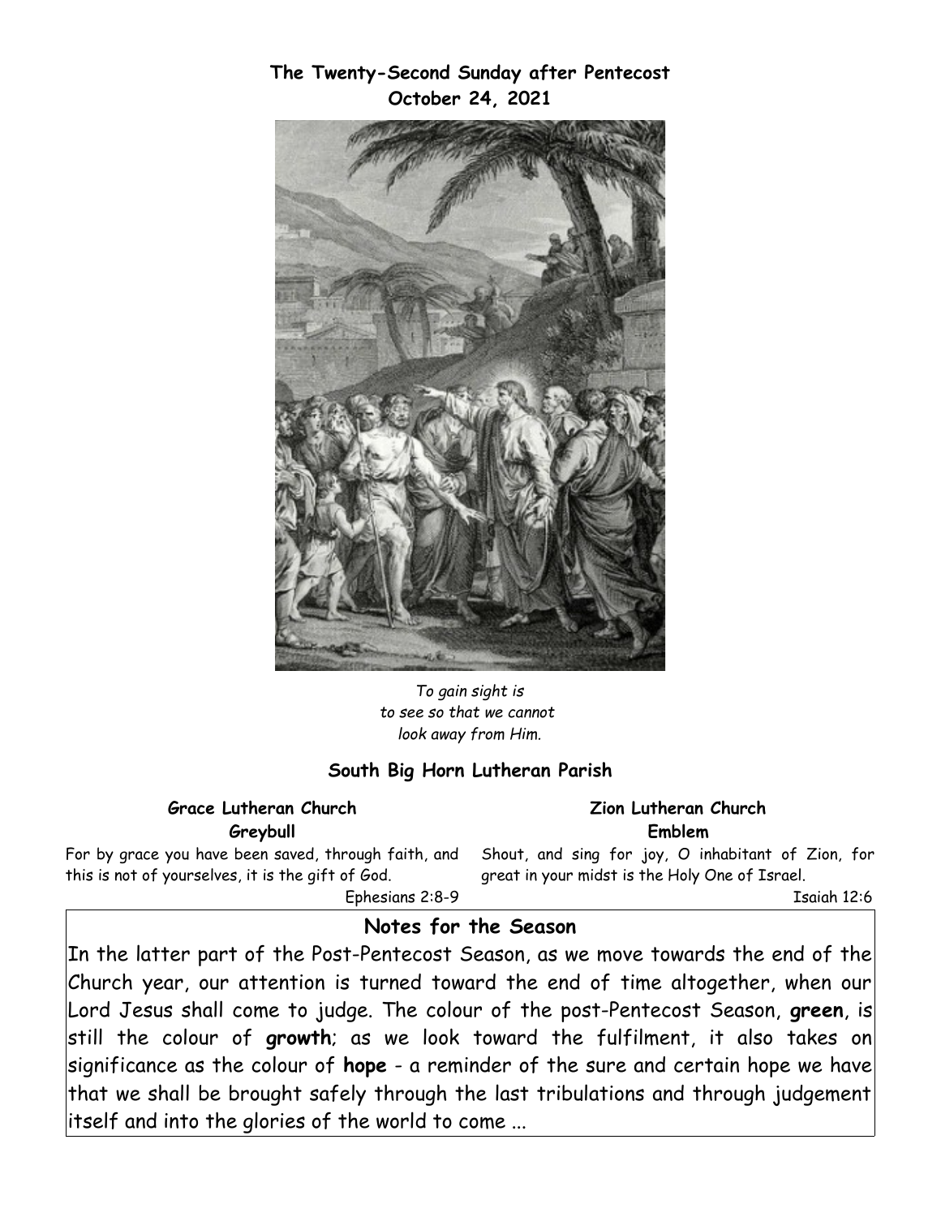# The Twenty-Second Sunday after Pentecost
## October 24, 2021

*To gain sight is*
*to see so that we cannot*
*look away from Him.*

## South Big Horn Lutheran Parish

**Grace Lutheran Church**
**Greybull**

For by grace you have been saved, through faith, and this is not of yourselves, it is the gift of God.

Ephesians 2:8-9

**Zion Lutheran Church**
**Emblem**

Shout, and sing for joy, O inhabitant of Zion, for great in your midst is the Holy One of Israel.

Isaiah 12:6

## Notes for the Season

In the latter part of the Post-Pentecost Season, as we move towards the end of the Church year, our attention is turned toward the end of time altogether, when our Lord Jesus shall come to judge. The colour of the post-Pentecost Season, **green**, is still the colour of **growth**; as we look toward the fulfilment, it also takes on significance as the colour of **hope** - a reminder of the sure and certain hope we have that we shall be brought safely through the last tribulations and through judgement itself and into the glories of the world to come ...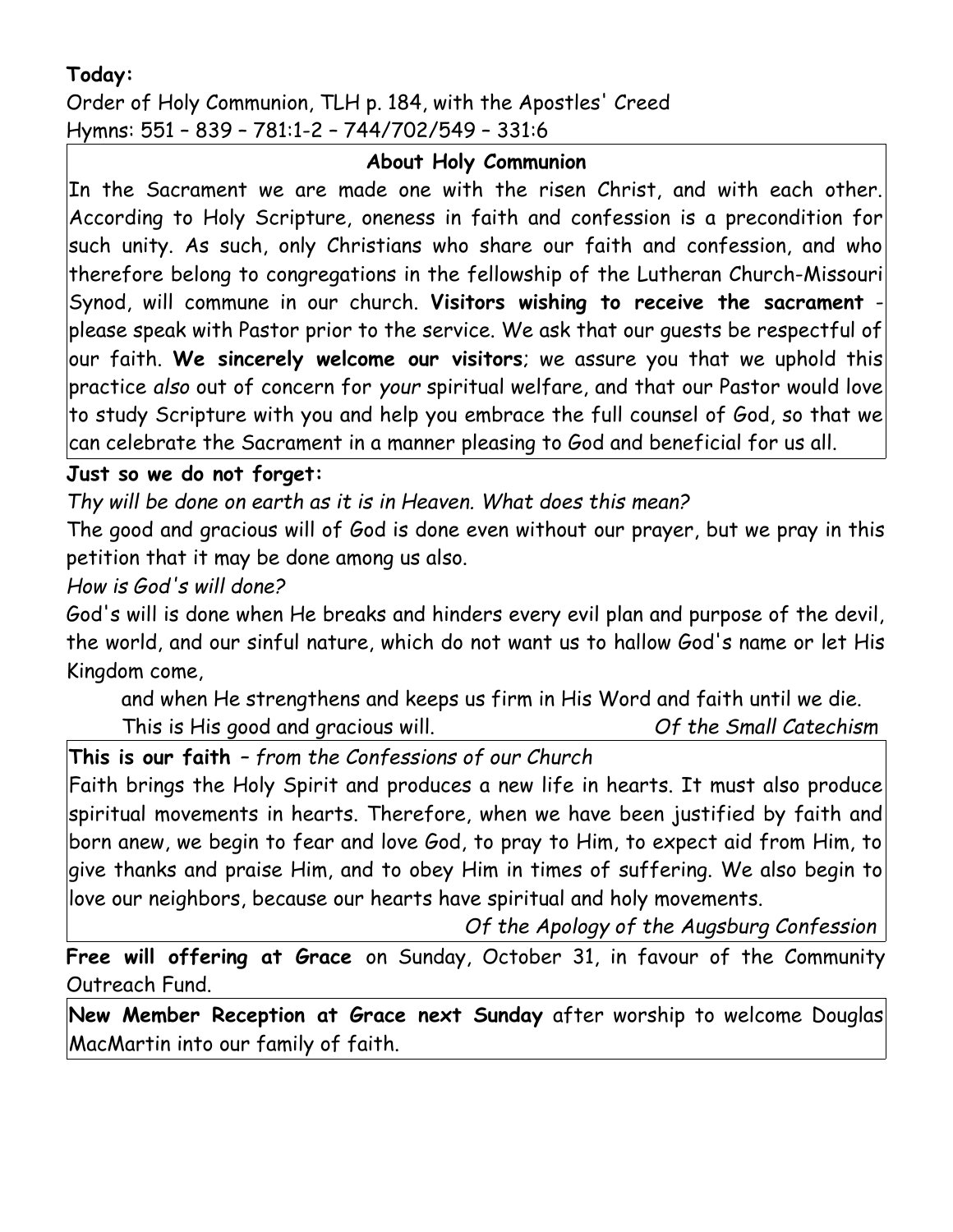**Today:**

Order of Holy Communion, TLH p. 184, with the Apostles' Creed
Hymns: 551 – 839 – 781:1-2 – 744/702/549 – 331:6

**About Holy Communion**

In the Sacrament we are made one with the risen Christ, and with each other. According to Holy Scripture, oneness in faith and confession is a precondition for such unity. As such, only Christians who share our faith and confession, and who therefore belong to congregations in the fellowship of the Lutheran Church-Missouri Synod, will commune in our church. **Visitors wishing to receive the sacrament** - please speak with Pastor prior to the service. We ask that our guests be respectful of our faith. **We sincerely welcome our visitors**; we assure you that we uphold this practice *also* out of concern for *your* spiritual welfare, and that our Pastor would love to study Scripture with you and help you embrace the full counsel of God, so that we can celebrate the Sacrament in a manner pleasing to God and beneficial for us all.

**Just so we do not forget:**

*Thy will be done on earth as it is in Heaven. What does this mean?*

The good and gracious will of God is done even without our prayer, but we pray in this petition that it may be done among us also.

*How is God's will done?*

God's will is done when He breaks and hinders every evil plan and purpose of the devil, the world, and our sinful nature, which do not want us to hallow God's name or let His Kingdom come,

and when He strengthens and keeps us firm in His Word and faith until we die.
This is His good and gracious will. *Of the Small Catechism*

**This is our faith** – *from the Confessions of our Church*

Faith brings the Holy Spirit and produces a new life in hearts. It must also produce spiritual movements in hearts. Therefore, when we have been justified by faith and born anew, we begin to fear and love God, to pray to Him, to expect aid from Him, to give thanks and praise Him, and to obey Him in times of suffering. We also begin to love our neighbors, because our hearts have spiritual and holy movements.

*Of the Apology of the Augsburg Confession*

**Free will offering at Grace** on Sunday, October 31, in favour of the Community Outreach Fund.

**New Member Reception at Grace next Sunday** after worship to welcome Douglas MacMartin into our family of faith.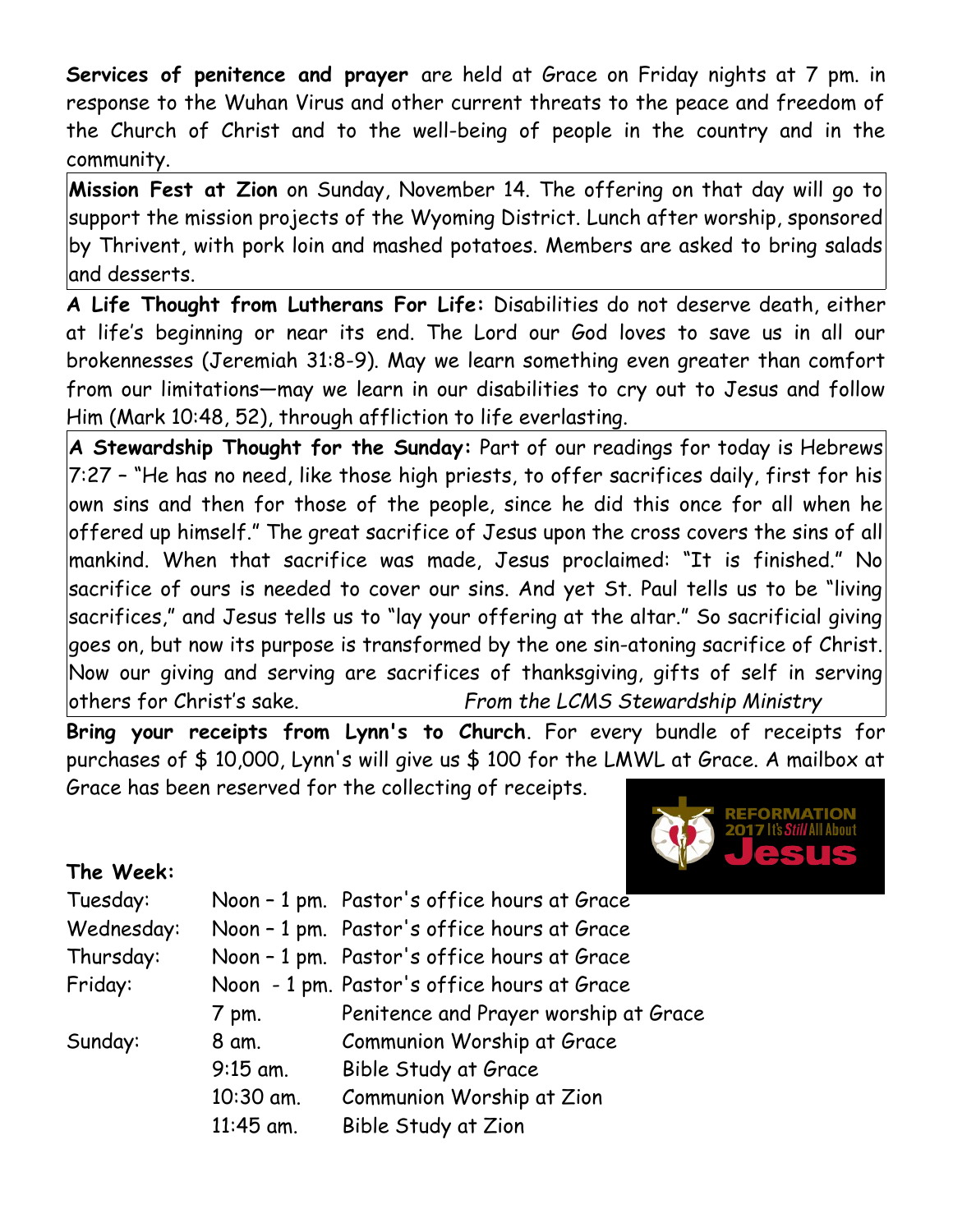**Services of penitence and prayer** are held at Grace on Friday nights at 7 pm. in response to the Wuhan Virus and other current threats to the peace and freedom of the Church of Christ and to the well-being of people in the country and in the community.

**Mission Fest at Zion** on Sunday, November 14. The offering on that day will go to support the mission projects of the Wyoming District. Lunch after worship, sponsored by Thrivent, with pork loin and mashed potatoes. Members are asked to bring salads and desserts.

**A Life Thought from Lutherans For Life:** Disabilities do not deserve death, either at life's beginning or near its end. The Lord our God loves to save us in all our brokennesses (Jeremiah 31:8-9). May we learn something even greater than comfort from our limitations—may we learn in our disabilities to cry out to Jesus and follow Him (Mark 10:48, 52), through affliction to life everlasting.

**A Stewardship Thought for the Sunday:** Part of our readings for today is Hebrews 7:27 – "He has no need, like those high priests, to offer sacrifices daily, first for his own sins and then for those of the people, since he did this once for all when he offered up himself." The great sacrifice of Jesus upon the cross covers the sins of all mankind. When that sacrifice was made, Jesus proclaimed: "It is finished." No sacrifice of ours is needed to cover our sins. And yet St. Paul tells us to be "living sacrifices," and Jesus tells us to "lay your offering at the altar." So sacrificial giving goes on, but now its purpose is transformed by the one sin-atoning sacrifice of Christ. Now our giving and serving are sacrifices of thanksgiving, gifts of self in serving others for Christ's sake. *From the LCMS Stewardship Ministry*

**Bring your receipts from Lynn's to Church**. For every bundle of receipts for purchases of $ 10,000, Lynn's will give us $ 100 for the LMWL at Grace. A mailbox at Grace has been reserved for the collecting of receipts.

REFORMATION 2017 It's *Still* All About Jesus

**The Week:**

| | | |
|---|---|---|
| Tuesday: | Noon – 1 pm. | Pastor's office hours at Grace |
| Wednesday: | Noon – 1 pm. | Pastor's office hours at Grace |
| Thursday: | Noon – 1 pm. | Pastor's office hours at Grace |
| Friday: | Noon - 1 pm. | Pastor's office hours at Grace |
| | 7 pm. | Penitence and Prayer worship at Grace |
| Sunday: | 8 am. | Communion Worship at Grace |
| | 9:15 am. | Bible Study at Grace |
| | 10:30 am. | Communion Worship at Zion |
| | 11:45 am. | Bible Study at Zion |